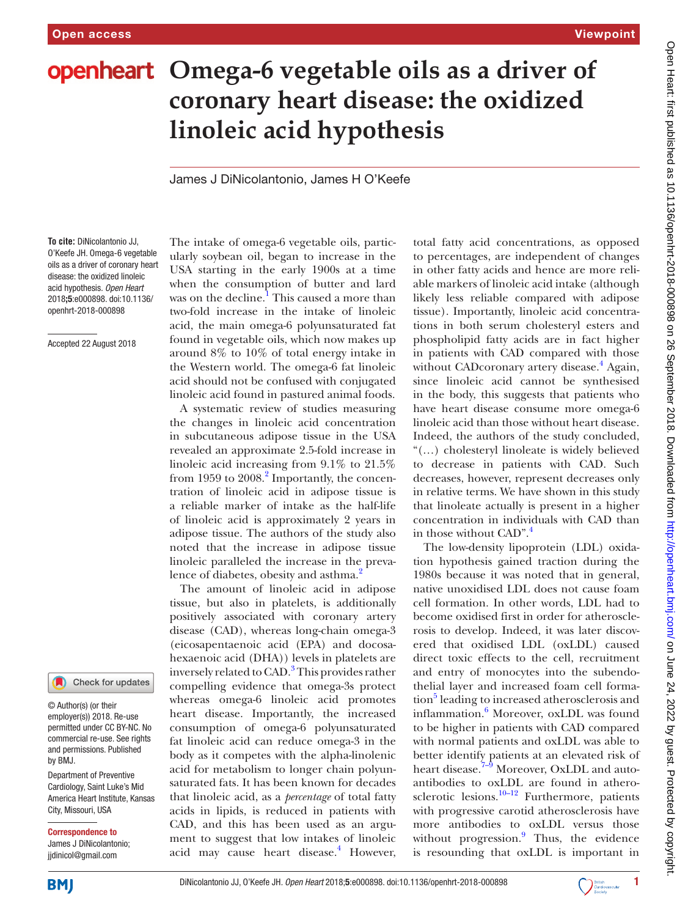# Omega-6 vegetable oils as a driver of coronary heart disease: the oxidized linoleic acid hypothesis

James J DiNicolantonio, James H O'Keefe

**To cite:** DiNicolantonio JJ, O'Keefe JH. Omega-6 vegetable oils as a driver of coronary heart disease: the oxidized linoleic acid hypothesis. *Open Heart* 2018;**5**:e000898. doi:10.1136/openhrt-2018-000898

Accepted 22 August 2018

© Author(s) (or their employer(s)) 2018. Re-use permitted under CC BY-NC. No commercial re-use. See rights and permissions. Published by BMJ.

Department of Preventive Cardiology, Saint Luke's Mid America Heart Institute, Kansas City, Missouri, USA

**Correspondence to** James J DiNicolantonio; jjdinicol@gmail.com

The intake of omega-6 vegetable oils, particularly soybean oil, began to increase in the USA starting in the early 1900s at a time when the consumption of butter and lard was on the decline.[1] This caused a more than two-fold increase in the intake of linoleic acid, the main omega-6 polyunsaturated fat found in vegetable oils, which now makes up around 8% to 10% of total energy intake in the Western world. The omega-6 fat linoleic acid should not be confused with conjugated linoleic acid found in pastured animal foods.

A systematic review of studies measuring the changes in linoleic acid concentration in subcutaneous adipose tissue in the USA revealed an approximate 2.5-fold increase in linoleic acid increasing from 9.1% to 21.5% from 1959 to 2008.[2] Importantly, the concentration of linoleic acid in adipose tissue is a reliable marker of intake as the half-life of linoleic acid is approximately 2 years in adipose tissue. The authors of the study also noted that the increase in adipose tissue linoleic paralleled the increase in the prevalence of diabetes, obesity and asthma.[2]

The amount of linoleic acid in adipose tissue, but also in platelets, is additionally positively associated with coronary artery disease (CAD), whereas long-chain omega-3 (eicosapentaenoic acid (EPA) and docosahexaenoic acid (DHA)) levels in platelets are inversely related to CAD.[3] This provides rather compelling evidence that omega-3s protect whereas omega-6 linoleic acid promotes heart disease. Importantly, the increased consumption of omega-6 polyunsaturated fat linoleic acid can reduce omega-3 in the body as it competes with the alpha-linolenic acid for metabolism to longer chain polyunsaturated fats. It has been known for decades that linoleic acid, as a *percentage* of total fatty acids in lipids, is reduced in patients with CAD, and this has been used as an argument to suggest that low intakes of linoleic acid may cause heart disease.[4] However, total fatty acid concentrations, as opposed to percentages, are independent of changes in other fatty acids and hence are more reliable markers of linoleic acid intake (although likely less reliable compared with adipose tissue). Importantly, linoleic acid concentrations in both serum cholesteryl esters and phospholipid fatty acids are in fact higher in patients with CAD compared with those without CADcoronary artery disease.[4] Again, since linoleic acid cannot be synthesised in the body, this suggests that patients who have heart disease consume more omega-6 linoleic acid than those without heart disease. Indeed, the authors of the study concluded, "(…) cholesteryl linoleate is widely believed to decrease in patients with CAD. Such decreases, however, represent decreases only in relative terms. We have shown in this study that linoleate actually is present in a higher concentration in individuals with CAD than in those without CAD".[4]

The low-density lipoprotein (LDL) oxidation hypothesis gained traction during the 1980s because it was noted that in general, native unoxidised LDL does not cause foam cell formation. In other words, LDL had to become oxidised first in order for atherosclerosis to develop. Indeed, it was later discovered that oxidised LDL (oxLDL) caused direct toxic effects to the cell, recruitment and entry of monocytes into the subendothelial layer and increased foam cell formation[5] leading to increased atherosclerosis and inflammation.[6] Moreover, oxLDL was found to be higher in patients with CAD compared with normal patients and oxLDL was able to better identify patients at an elevated risk of heart disease.[7–9] Moreover, OxLDL and autoantibodies to oxLDL are found in atherosclerotic lesions.[10–12] Furthermore, patients with progressive carotid atherosclerosis have more antibodies to oxLDL versus those without progression.[9] Thus, the evidence is resounding that oxLDL is important in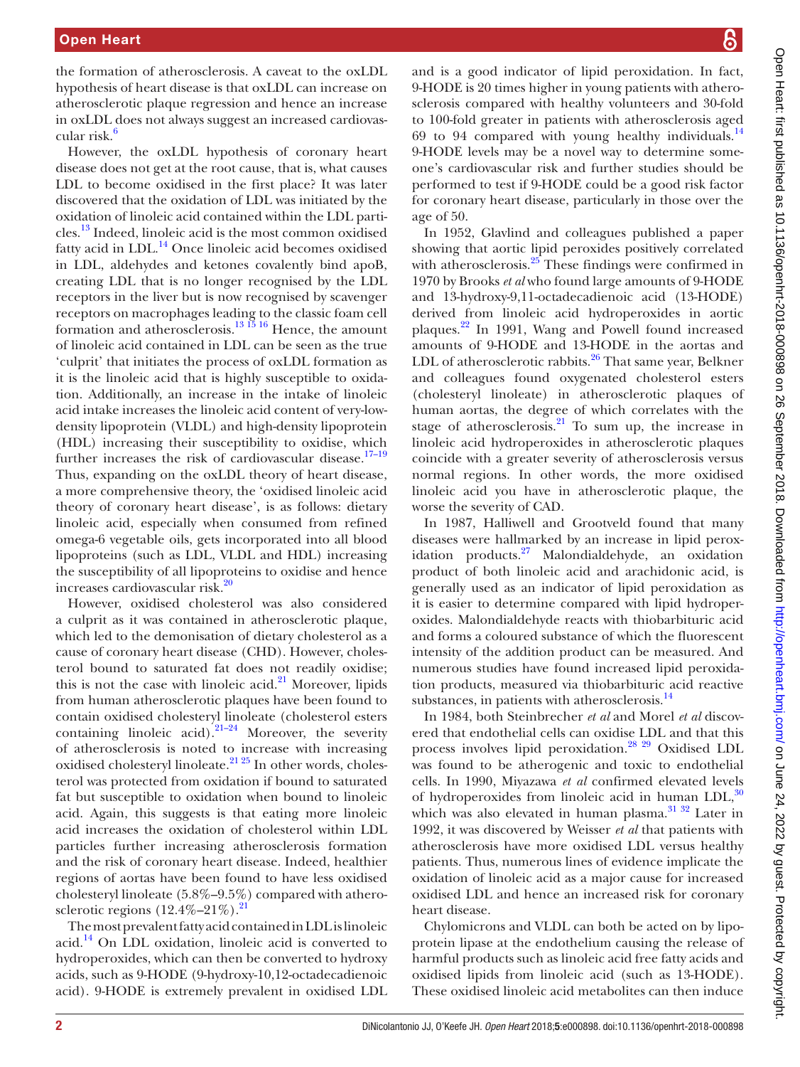the formation of atherosclerosis. A caveat to the oxLDL hypothesis of heart disease is that oxLDL can increase on atherosclerotic plaque regression and hence an increase in oxLDL does not always suggest an increased cardiovascular risk.[6]

However, the oxLDL hypothesis of coronary heart disease does not get at the root cause, that is, what causes LDL to become oxidised in the first place? It was later discovered that the oxidation of LDL was initiated by the oxidation of linoleic acid contained within the LDL particles.[13] Indeed, linoleic acid is the most common oxidised fatty acid in LDL.[14] Once linoleic acid becomes oxidised in LDL, aldehydes and ketones covalently bind apoB, creating LDL that is no longer recognised by the LDL receptors in the liver but is now recognised by scavenger receptors on macrophages leading to the classic foam cell formation and atherosclerosis.[13 15 16] Hence, the amount of linoleic acid contained in LDL can be seen as the true 'culprit' that initiates the process of oxLDL formation as it is the linoleic acid that is highly susceptible to oxidation. Additionally, an increase in the intake of linoleic acid intake increases the linoleic acid content of very-low-density lipoprotein (VLDL) and high-density lipoprotein (HDL) increasing their susceptibility to oxidise, which further increases the risk of cardiovascular disease.[17–19] Thus, expanding on the oxLDL theory of heart disease, a more comprehensive theory, the 'oxidised linoleic acid theory of coronary heart disease', is as follows: dietary linoleic acid, especially when consumed from refined omega-6 vegetable oils, gets incorporated into all blood lipoproteins (such as LDL, VLDL and HDL) increasing the susceptibility of all lipoproteins to oxidise and hence increases cardiovascular risk.[20]

However, oxidised cholesterol was also considered a culprit as it was contained in atherosclerotic plaque, which led to the demonisation of dietary cholesterol as a cause of coronary heart disease (CHD). However, cholesterol bound to saturated fat does not readily oxidise; this is not the case with linoleic acid.[21] Moreover, lipids from human atherosclerotic plaques have been found to contain oxidised cholesteryl linoleate (cholesterol esters containing linoleic acid).[21–24] Moreover, the severity of atherosclerosis is noted to increase with increasing oxidised cholesteryl linoleate.[21 25] In other words, cholesterol was protected from oxidation if bound to saturated fat but susceptible to oxidation when bound to linoleic acid. Again, this suggests is that eating more linoleic acid increases the oxidation of cholesterol within LDL particles further increasing atherosclerosis formation and the risk of coronary heart disease. Indeed, healthier regions of aortas have been found to have less oxidised cholesteryl linoleate (5.8%–9.5%) compared with atherosclerotic regions (12.4%–21%).[21]

The most prevalent fatty acid contained in LDL is linoleic acid.[14] On LDL oxidation, linoleic acid is converted to hydroperoxides, which can then be converted to hydroxy acids, such as 9-HODE (9-hydroxy-10,12-octadecadienoic acid). 9-HODE is extremely prevalent in oxidised LDL and is a good indicator of lipid peroxidation. In fact, 9-HODE is 20 times higher in young patients with atherosclerosis compared with healthy volunteers and 30-fold to 100-fold greater in patients with atherosclerosis aged 69 to 94 compared with young healthy individuals.[14] 9-HODE levels may be a novel way to determine someone's cardiovascular risk and further studies should be performed to test if 9-HODE could be a good risk factor for coronary heart disease, particularly in those over the age of 50.

In 1952, Glavlind and colleagues published a paper showing that aortic lipid peroxides positively correlated with atherosclerosis.[25] These findings were confirmed in 1970 by Brooks *et al* who found large amounts of 9-HODE and 13-hydroxy-9,11-octadecadienoic acid (13-HODE) derived from linoleic acid hydroperoxides in aortic plaques.[22] In 1991, Wang and Powell found increased amounts of 9-HODE and 13-HODE in the aortas and LDL of atherosclerotic rabbits.[26] That same year, Belkner and colleagues found oxygenated cholesterol esters (cholesteryl linoleate) in atherosclerotic plaques of human aortas, the degree of which correlates with the stage of atherosclerosis.[21] To sum up, the increase in linoleic acid hydroperoxides in atherosclerotic plaques coincide with a greater severity of atherosclerosis versus normal regions. In other words, the more oxidised linoleic acid you have in atherosclerotic plaque, the worse the severity of CAD.

In 1987, Halliwell and Grootveld found that many diseases were hallmarked by an increase in lipid peroxidation products.[27] Malondialdehyde, an oxidation product of both linoleic acid and arachidonic acid, is generally used as an indicator of lipid peroxidation as it is easier to determine compared with lipid hydroperoxides. Malondialdehyde reacts with thiobarbituric acid and forms a coloured substance of which the fluorescent intensity of the addition product can be measured. And numerous studies have found increased lipid peroxidation products, measured via thiobarbituric acid reactive substances, in patients with atherosclerosis.[14]

In 1984, both Steinbrecher *et al* and Morel *et al* discovered that endothelial cells can oxidise LDL and that this process involves lipid peroxidation.[28 29] Oxidised LDL was found to be atherogenic and toxic to endothelial cells. In 1990, Miyazawa *et al* confirmed elevated levels of hydroperoxides from linoleic acid in human LDL,[30] which was also elevated in human plasma.[31 32] Later in 1992, it was discovered by Weisser *et al* that patients with atherosclerosis have more oxidised LDL versus healthy patients. Thus, numerous lines of evidence implicate the oxidation of linoleic acid as a major cause for increased oxidised LDL and hence an increased risk for coronary heart disease.

Chylomicrons and VLDL can both be acted on by lipoprotein lipase at the endothelium causing the release of harmful products such as linoleic acid free fatty acids and oxidised lipids from linoleic acid (such as 13-HODE). These oxidised linoleic acid metabolites can then induce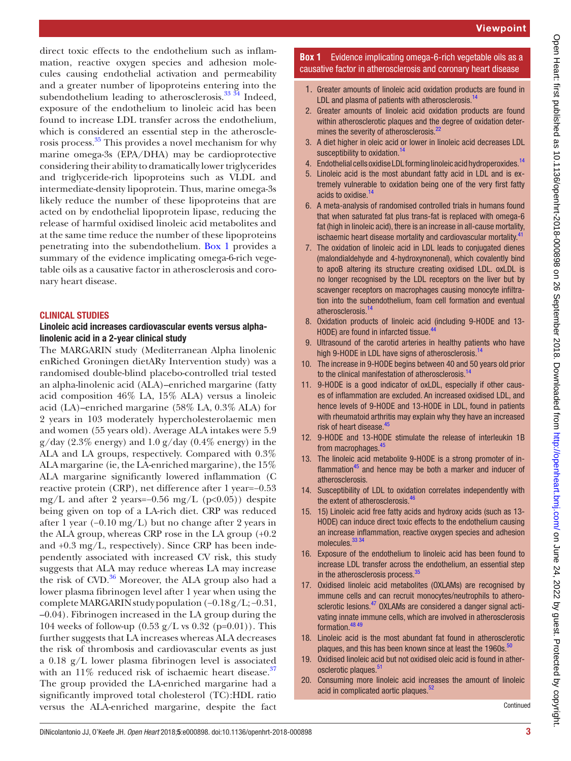direct toxic effects to the endothelium such as inflammation, reactive oxygen species and adhesion molecules causing endothelial activation and permeability and a greater number of lipoproteins entering into the subendothelium leading to atherosclerosis.[33 34] Indeed, exposure of the endothelium to linoleic acid has been found to increase LDL transfer across the endothelium, which is considered an essential step in the atherosclerosis process.[35] This provides a novel mechanism for why marine omega-3s (EPA/DHA) may be cardioprotective considering their ability to dramatically lower triglycerides and triglyceride-rich lipoproteins such as VLDL and intermediate-density lipoprotein. Thus, marine omega-3s likely reduce the number of these lipoproteins that are acted on by endothelial lipoprotein lipase, reducing the release of harmful oxidised linoleic acid metabolites and at the same time reduce the number of these lipoproteins penetrating into the subendothelium. Box 1 provides a summary of the evidence implicating omega-6-rich vegetable oils as a causative factor in atherosclerosis and coronary heart disease.

## CLINICAL STUDIES

### Linoleic acid increases cardiovascular events versus alpha-linolenic acid in a 2-year clinical study

The MARGARIN study (Mediterranean Alpha linolenic enRiched Groningen dietARy Intervention study) was a randomised double-blind placebo-controlled trial tested an alpha-linolenic acid (ALA)–enriched margarine (fatty acid composition 46% LA, 15% ALA) versus a linoleic acid (LA)–enriched margarine (58% LA, 0.3% ALA) for 2 years in 103 moderately hypercholesterolaemic men and women (55 years old). Average ALA intakes were 5.9 g/day (2.3% energy) and 1.0 g/day (0.4% energy) in the ALA and LA groups, respectively. Compared with 0.3% ALA margarine (ie, the LA-enriched margarine), the 15% ALA margarine significantly lowered inflammation (C reactive protein (CRP), net difference after 1 year=−0.53 mg/L and after 2 years=−0.56 mg/L ($p<0.05$)) despite being given on top of a LA-rich diet. CRP was reduced after 1 year (−0.10 mg/L) but no change after 2 years in the ALA group, whereas CRP rose in the LA group (+0.2 and +0.3 mg/L, respectively). Since CRP has been independently associated with increased CV risk, this study suggests that ALA may reduce whereas LA may increase the risk of CVD.[36] Moreover, the ALA group also had a lower plasma fibrinogen level after 1 year when using the complete MARGARIN study population (−0.18 g/L; −0.31, −0.04). Fibrinogen increased in the LA group during the 104 weeks of follow-up (0.53 g/L vs 0.32 ($p=0.01$)). This further suggests that LA increases whereas ALA decreases the risk of thrombosis and cardiovascular events as just a 0.18 g/L lower plasma fibrinogen level is associated with an 11% reduced risk of ischaemic heart disease.[37] The group provided the LA-enriched margarine had a significantly improved total cholesterol (TC):HDL ratio versus the ALA-enriched margarine, despite the fact

**Box 1** Evidence implicating omega-6-rich vegetable oils as a causative factor in atherosclerosis and coronary heart disease

1. Greater amounts of linoleic acid oxidation products are found in LDL and plasma of patients with atherosclerosis.[14]
2. Greater amounts of linoleic acid oxidation products are found within atherosclerotic plaques and the degree of oxidation determines the severity of atherosclerosis.[22]
3. A diet higher in oleic acid or lower in linoleic acid decreases LDL susceptibility to oxidation.[14]
4. Endothelial cells oxidise LDL forming linoleic acid hydroperoxides.[14]
5. Linoleic acid is the most abundant fatty acid in LDL and is extremely vulnerable to oxidation being one of the very first fatty acids to oxidise.[14]
6. A meta-analysis of randomised controlled trials in humans found that when saturated fat plus trans-fat is replaced with omega-6 fat (high in linoleic acid), there is an increase in all-cause mortality, ischaemic heart disease mortality and cardiovascular mortality.[41]
7. The oxidation of linoleic acid in LDL leads to conjugated dienes (malondialdehyde and 4-hydroxynonenal), which covalently bind to apoB altering its structure creating oxidised LDL. oxLDL is no longer recognised by the LDL receptors on the liver but by scavenger receptors on macrophages causing monocyte infiltration into the subendothelium, foam cell formation and eventual atherosclerosis.[14]
8. Oxidation products of linoleic acid (including 9-HODE and 13-HODE) are found in infarcted tissue.[44]
9. Ultrasound of the carotid arteries in healthy patients who have high 9-HODE in LDL have signs of atherosclerosis.[14]
10. The increase in 9-HODE begins between 40 and 50 years old prior to the clinical manifestation of atherosclerosis.[14]
11. 9-HODE is a good indicator of oxLDL, especially if other causes of inflammation are excluded. An increased oxidised LDL, and hence levels of 9-HODE and 13-HODE in LDL, found in patients with rheumatoid arthritis may explain why they have an increased risk of heart disease.[45]
12. 9-HODE and 13-HODE stimulate the release of interleukin 1B from macrophages.[45]
13. The linoleic acid metabolite 9-HODE is a strong promoter of inflammation[45] and hence may be both a marker and inducer of atherosclerosis.
14. Susceptibility of LDL to oxidation correlates independently with the extent of atherosclerosis.[46]
15. 15) Linoleic acid free fatty acids and hydroxy acids (such as 13-HODE) can induce direct toxic effects to the endothelium causing an increase inflammation, reactive oxygen species and adhesion molecules.[33 34]
16. Exposure of the endothelium to linoleic acid has been found to increase LDL transfer across the endothelium, an essential step in the atherosclerosis process.[35]
17. Oxidised linoleic acid metabolites (OXLAMs) are recognised by immune cells and can recruit monocytes/neutrophils to atherosclerotic lesions.[47] OXLAMs are considered a danger signal activating innate immune cells, which are involved in atherosclerosis formation.[48 49]
18. Linoleic acid is the most abundant fat found in atherosclerotic plaques, and this has been known since at least the 1960s.[50]
19. Oxidised linoleic acid but not oxidised oleic acid is found in atherosclerotic plaques.[51]
20. Consuming more linoleic acid increases the amount of linoleic acid in complicated aortic plaques.[52]

Continued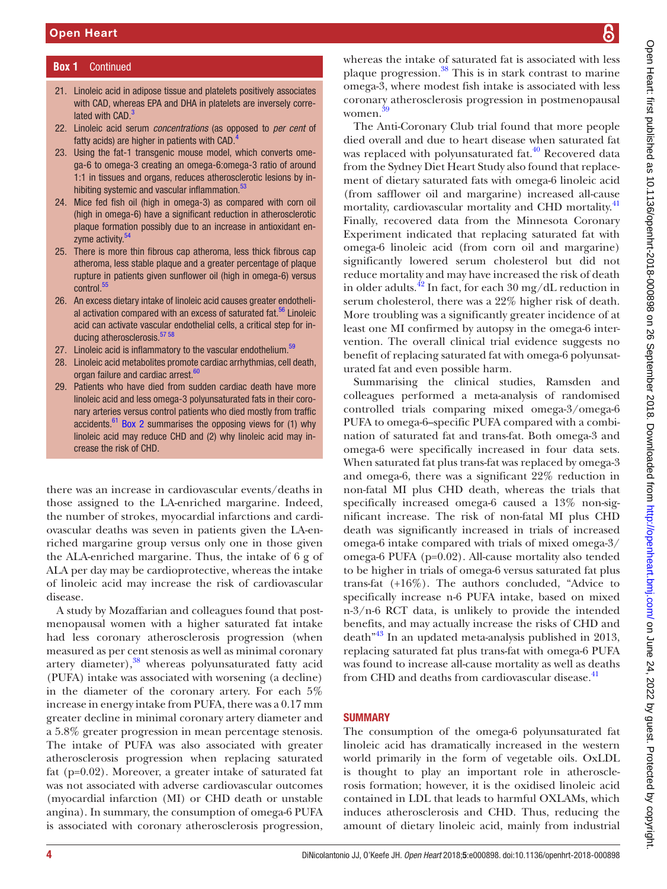**Box 1 Continued**

21. Linoleic acid in adipose tissue and platelets positively associates with CAD, whereas EPA and DHA in platelets are inversely correlated with CAD.[3]
22. Linoleic acid serum *concentrations* (as opposed to *per cent* of fatty acids) are higher in patients with CAD.[4]
23. Using the fat-1 transgenic mouse model, which converts omega-6 to omega-3 creating an omega-6:omega-3 ratio of around 1:1 in tissues and organs, reduces atherosclerotic lesions by inhibiting systemic and vascular inflammation.[53]
24. Mice fed fish oil (high in omega-3) as compared with corn oil (high in omega-6) have a significant reduction in atherosclerotic plaque formation possibly due to an increase in antioxidant enzyme activity.[54]
25. There is more thin fibrous cap atheroma, less thick fibrous cap atheroma, less stable plaque and a greater percentage of plaque rupture in patients given sunflower oil (high in omega-6) versus control.[55]
26. An excess dietary intake of linoleic acid causes greater endothelial activation compared with an excess of saturated fat.[56] Linoleic acid can activate vascular endothelial cells, a critical step for inducing atherosclerosis.[57 58]
27. Linoleic acid is inflammatory to the vascular endothelium.[59]
28. Linoleic acid metabolites promote cardiac arrhythmias, cell death, organ failure and cardiac arrest.[60]
29. Patients who have died from sudden cardiac death have more linoleic acid and less omega-3 polyunsaturated fats in their coronary arteries versus control patients who died mostly from traffic accidents.[61] Box 2 summarises the opposing views for (1) why linoleic acid may reduce CHD and (2) why linoleic acid may increase the risk of CHD.

there was an increase in cardiovascular events/deaths in those assigned to the LA-enriched margarine. Indeed, the number of strokes, myocardial infarctions and cardiovascular deaths was seven in patients given the LA-enriched margarine group versus only one in those given the ALA-enriched margarine. Thus, the intake of 6 g of ALA per day may be cardioprotective, whereas the intake of linoleic acid may increase the risk of cardiovascular disease.

A study by Mozaffarian and colleagues found that postmenopausal women with a higher saturated fat intake had less coronary atherosclerosis progression (when measured as per cent stenosis as well as minimal coronary artery diameter),[38] whereas polyunsaturated fatty acid (PUFA) intake was associated with worsening (a decline) in the diameter of the coronary artery. For each 5% increase in energy intake from PUFA, there was a 0.17 mm greater decline in minimal coronary artery diameter and a 5.8% greater progression in mean percentage stenosis. The intake of PUFA was also associated with greater atherosclerosis progression when replacing saturated fat (p=0.02). Moreover, a greater intake of saturated fat was not associated with adverse cardiovascular outcomes (myocardial infarction (MI) or CHD death or unstable angina). In summary, the consumption of omega-6 PUFA is associated with coronary atherosclerosis progression, whereas the intake of saturated fat is associated with less plaque progression.[38] This is in stark contrast to marine omega-3, where modest fish intake is associated with less coronary atherosclerosis progression in postmenopausal women.[39]

The Anti-Coronary Club trial found that more people died overall and due to heart disease when saturated fat was replaced with polyunsaturated fat.[40] Recovered data from the Sydney Diet Heart Study also found that replacement of dietary saturated fats with omega-6 linoleic acid (from safflower oil and margarine) increased all-cause mortality, cardiovascular mortality and CHD mortality.[41] Finally, recovered data from the Minnesota Coronary Experiment indicated that replacing saturated fat with omega-6 linoleic acid (from corn oil and margarine) significantly lowered serum cholesterol but did not reduce mortality and may have increased the risk of death in older adults.[42] In fact, for each 30 mg/dL reduction in serum cholesterol, there was a 22% higher risk of death. More troubling was a significantly greater incidence of at least one MI confirmed by autopsy in the omega-6 intervention. The overall clinical trial evidence suggests no benefit of replacing saturated fat with omega-6 polyunsaturated fat and even possible harm.

Summarising the clinical studies, Ramsden and colleagues performed a meta-analysis of randomised controlled trials comparing mixed omega-3/omega-6 PUFA to omega-6–specific PUFA compared with a combination of saturated fat and trans-fat. Both omega-3 and omega-6 were specifically increased in four data sets. When saturated fat plus trans-fat was replaced by omega-3 and omega-6, there was a significant 22% reduction in non-fatal MI plus CHD death, whereas the trials that specifically increased omega-6 caused a 13% non-significant increase. The risk of non-fatal MI plus CHD death was significantly increased in trials of increased omega-6 intake compared with trials of mixed omega-3/omega-6 PUFA (p=0.02). All-cause mortality also tended to be higher in trials of omega-6 versus saturated fat plus trans-fat (+16%). The authors concluded, "Advice to specifically increase n-6 PUFA intake, based on mixed n-3/n-6 RCT data, is unlikely to provide the intended benefits, and may actually increase the risks of CHD and death"[43] In an updated meta-analysis published in 2013, replacing saturated fat plus trans-fat with omega-6 PUFA was found to increase all-cause mortality as well as deaths from CHD and deaths from cardiovascular disease.[41]

## SUMMARY

The consumption of the omega-6 polyunsaturated fat linoleic acid has dramatically increased in the western world primarily in the form of vegetable oils. OxLDL is thought to play an important role in atherosclerosis formation; however, it is the oxidised linoleic acid contained in LDL that leads to harmful OXLAMs, which induces atherosclerosis and CHD. Thus, reducing the amount of dietary linoleic acid, mainly from industrial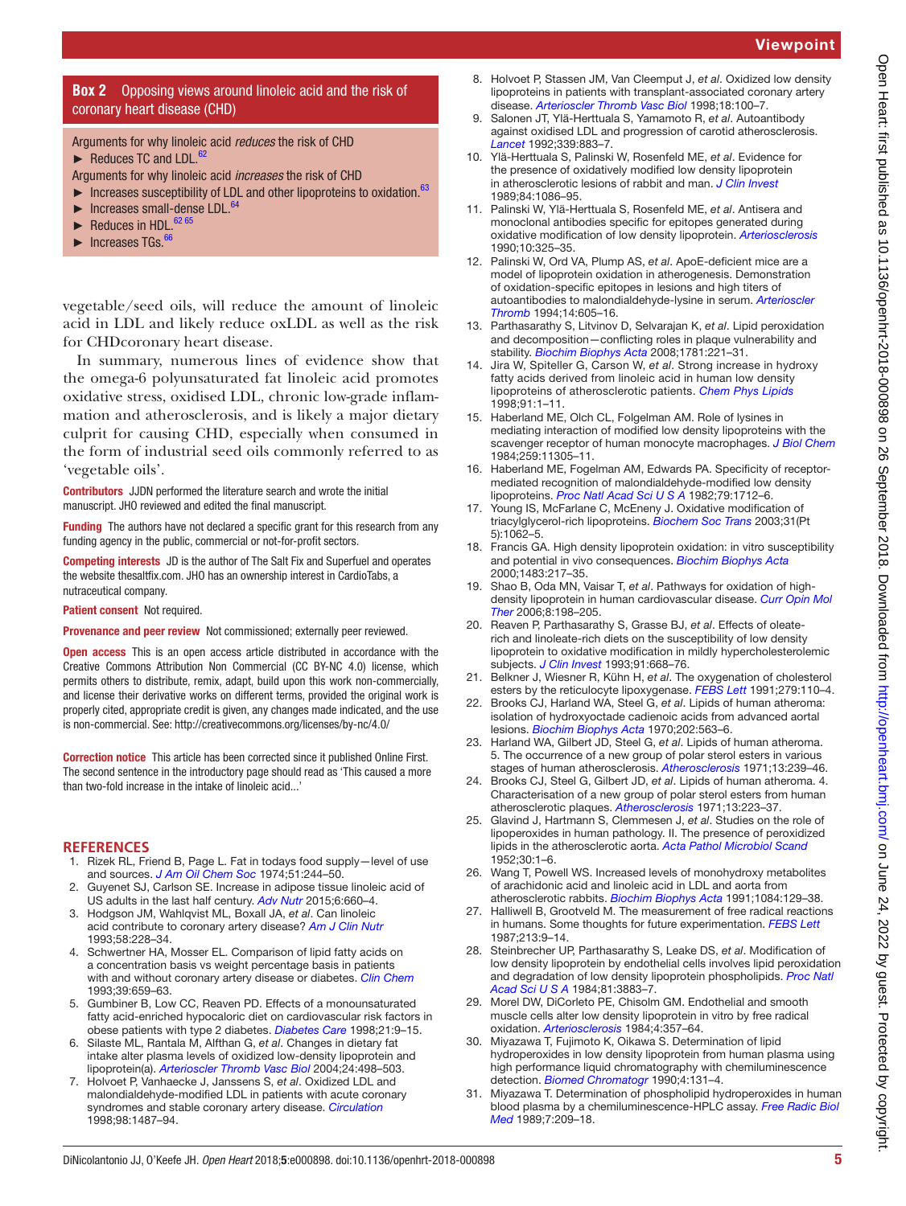**Box 2** Opposing views around linoleic acid and the risk of coronary heart disease (CHD)

Arguments for why linoleic acid *reduces* the risk of CHD

- Reduces TC and LDL.[62]

Arguments for why linoleic acid *increases* the risk of CHD

- Increases susceptibility of LDL and other lipoproteins to oxidation.[63]
- Increases small-dense LDL.[64]
- Reduces in HDL.[62 65]
- Increases TGs.[66]

vegetable/seed oils, will reduce the amount of linoleic acid in LDL and likely reduce oxLDL as well as the risk for CHDcoronary heart disease.

In summary, numerous lines of evidence show that the omega-6 polyunsaturated fat linoleic acid promotes oxidative stress, oxidised LDL, chronic low-grade inflammation and atherosclerosis, and is likely a major dietary culprit for causing CHD, especially when consumed in the form of industrial seed oils commonly referred to as 'vegetable oils'.

**Contributors** JJDN performed the literature search and wrote the initial manuscript. JHO reviewed and edited the final manuscript.

**Funding** The authors have not declared a specific grant for this research from any funding agency in the public, commercial or not-for-profit sectors.

**Competing interests** JD is the author of The Salt Fix and Superfuel and operates the website thesaltfix.com. JHO has an ownership interest in CardioTabs, a nutraceutical company.

**Patient consent** Not required.

**Provenance and peer review** Not commissioned; externally peer reviewed.

**Open access** This is an open access article distributed in accordance with the Creative Commons Attribution Non Commercial (CC BY-NC 4.0) license, which permits others to distribute, remix, adapt, build upon this work non-commercially, and license their derivative works on different terms, provided the original work is properly cited, appropriate credit is given, any changes made indicated, and the use is non-commercial. See: http://creativecommons.org/licenses/by-nc/4.0/

**Correction notice** This article has been corrected since it published Online First. The second sentence in the introductory page should read as 'This caused a more than two-fold increase in the intake of linoleic acid...'

## REFERENCES

1. Rizek RL, Friend B, Page L. Fat in todays food supply—level of use and sources. *J Am Oil Chem Soc* 1974;51:244–50.
2. Guyenet SJ, Carlson SE. Increase in adipose tissue linoleic acid of US adults in the last half century. *Adv Nutr* 2015;6:660–4.
3. Hodgson JM, Wahlqvist ML, Boxall JA, *et al*. Can linoleic acid contribute to coronary artery disease? *Am J Clin Nutr* 1993;58:228–34.
4. Schwertner HA, Mosser EL. Comparison of lipid fatty acids on a concentration basis vs weight percentage basis in patients with and without coronary artery disease or diabetes. *Clin Chem* 1993;39:659–63.
5. Gumbiner B, Low CC, Reaven PD. Effects of a monounsaturated fatty acid-enriched hypocaloric diet on cardiovascular risk factors in obese patients with type 2 diabetes. *Diabetes Care* 1998;21:9–15.
6. Silaste ML, Rantala M, Alfthan G, *et al*. Changes in dietary fat intake alter plasma levels of oxidized low-density lipoprotein and lipoprotein(a). *Arterioscler Thromb Vasc Biol* 2004;24:498–503.
7. Holvoet P, Vanhaecke J, Janssens S, *et al*. Oxidized LDL and malondialdehyde-modified LDL in patients with acute coronary syndromes and stable coronary artery disease. *Circulation* 1998;98:1487–94.
8. Holvoet P, Stassen JM, Van Cleemput J, *et al*. Oxidized low density lipoproteins in patients with transplant-associated coronary artery disease. *Arterioscler Thromb Vasc Biol* 1998;18:100–7.
9. Salonen JT, Ylä-Herttuala S, Yamamoto R, *et al*. Autoantibody against oxidised LDL and progression of carotid atherosclerosis. *Lancet* 1992;339:883–7.
10. Ylä-Herttuala S, Palinski W, Rosenfeld ME, *et al*. Evidence for the presence of oxidatively modified low density lipoprotein in atherosclerotic lesions of rabbit and man. *J Clin Invest* 1989;84:1086–95.
11. Palinski W, Ylä-Herttuala S, Rosenfeld ME, *et al*. Antisera and monoclonal antibodies specific for epitopes generated during oxidative modification of low density lipoprotein. *Arteriosclerosis* 1990;10:325–35.
12. Palinski W, Ord VA, Plump AS, *et al*. ApoE-deficient mice are a model of lipoprotein oxidation in atherogenesis. Demonstration of oxidation-specific epitopes in lesions and high titers of autoantibodies to malondialdehyde-lysine in serum. *Arterioscler Thromb* 1994;14:605–16.
13. Parthasarathy S, Litvinov D, Selvarajan K, *et al*. Lipid peroxidation and decomposition—conflicting roles in plaque vulnerability and stability. *Biochim Biophys Acta* 2008;1781:221–31.
14. Jira W, Spiteller G, Carson W, *et al*. Strong increase in hydroxy fatty acids derived from linoleic acid in human low density lipoproteins of atherosclerotic patients. *Chem Phys Lipids* 1998;91:1–11.
15. Haberland ME, Olch CL, Folgelman AM. Role of lysines in mediating interaction of modified low density lipoproteins with the scavenger receptor of human monocyte macrophages. *J Biol Chem* 1984;259:11305–11.
16. Haberland ME, Fogelman AM, Edwards PA. Specificity of receptor-mediated recognition of malondialdehyde-modified low density lipoproteins. *Proc Natl Acad Sci U S A* 1982;79:1712–6.
17. Young IS, McFarlane C, McEneny J. Oxidative modification of triacylglycerol-rich lipoproteins. *Biochem Soc Trans* 2003;31(Pt 5):1062–5.
18. Francis GA. High density lipoprotein oxidation: in vitro susceptibility and potential in vivo consequences. *Biochim Biophys Acta* 2000;1483:217–35.
19. Shao B, Oda MN, Vaisar T, *et al*. Pathways for oxidation of high-density lipoprotein in human cardiovascular disease. *Curr Opin Mol Ther* 2006;8:198–205.
20. Reaven P, Parthasarathy S, Grasse BJ, *et al*. Effects of oleate-rich and linoleate-rich diets on the susceptibility of low density lipoprotein to oxidative modification in mildly hypercholesterolemic subjects. *J Clin Invest* 1993;91:668–76.
21. Belkner J, Wiesner R, Kühn H, *et al*. The oxygenation of cholesterol esters by the reticulocyte lipoxygenase. *FEBS Lett* 1991;279:110–4.
22. Brooks CJ, Harland WA, Steel G, *et al*. Lipids of human atheroma: isolation of hydroxyoctade cadienoic acids from advanced aortal lesions. *Biochim Biophys Acta* 1970;202:563–6.
23. Harland WA, Gilbert JD, Steel G, *et al*. Lipids of human atheroma. 5. The occurrence of a new group of polar sterol esters in various stages of human atherosclerosis. *Atherosclerosis* 1971;13:239–46.
24. Brooks CJ, Steel G, Gilbert JD, *et al*. Lipids of human atheroma. 4. Characterisation of a new group of polar sterol esters from human atherosclerotic plaques. *Atherosclerosis* 1971;13:223–37.
25. Glavind J, Hartmann S, Clemmesen J, *et al*. Studies on the role of lipoperoxides in human pathology. II. The presence of peroxidized lipids in the atherosclerotic aorta. *Acta Pathol Microbiol Scand* 1952;30:1–6.
26. Wang T, Powell WS. Increased levels of monohydroxy metabolites of arachidonic acid and linoleic acid in LDL and aorta from atherosclerotic rabbits. *Biochim Biophys Acta* 1991;1084:129–38.
27. Halliwell B, Grootveld M. The measurement of free radical reactions in humans. Some thoughts for future experimentation. *FEBS Lett* 1987;213:9–14.
28. Steinbrecher UP, Parthasarathy S, Leake DS, *et al*. Modification of low density lipoprotein by endothelial cells involves lipid peroxidation and degradation of low density lipoprotein phospholipids. *Proc Natl Acad Sci U S A* 1984;81:3883–7.
29. Morel DW, DiCorleto PE, Chisolm GM. Endothelial and smooth muscle cells alter low density lipoprotein in vitro by free radical oxidation. *Arteriosclerosis* 1984;4:357–64.
30. Miyazawa T, Fujimoto K, Oikawa S. Determination of lipid hydroperoxides in low density lipoprotein from human plasma using high performance liquid chromatography with chemiluminescence detection. *Biomed Chromatogr* 1990;4:131–4.
31. Miyazawa T. Determination of phospholipid hydroperoxides in human blood plasma by a chemiluminescence-HPLC assay. *Free Radic Biol Med* 1989;7:209–18.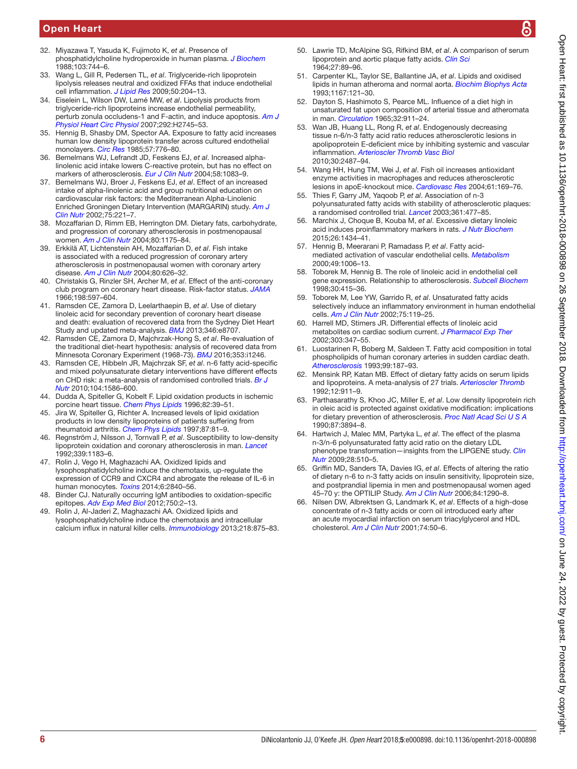32. Miyazawa T, Yasuda K, Fujimoto K, *et al*. Presence of phosphatidylcholine hydroperoxide in human plasma. *J Biochem* 1988;103:744–6.
33. Wang L, Gill R, Pedersen TL, *et al*. Triglyceride-rich lipoprotein lipolysis releases neutral and oxidized FFAs that induce endothelial cell inflammation. *J Lipid Res* 2009;50:204–13.
34. Eiselein L, Wilson DW, Lamé MW, *et al*. Lipolysis products from triglyceride-rich lipoproteins increase endothelial permeability, perturb zonula occludens-1 and F-actin, and induce apoptosis. *Am J Physiol Heart Circ Physiol* 2007;292:H2745–53.
35. Hennig B, Shasby DM, Spector AA. Exposure to fatty acid increases human low density lipoprotein transfer across cultured endothelial monolayers. *Circ Res* 1985;57:776–80.
36. Bemelmans WJ, Lefrandt JD, Feskens EJ, *et al*. Increased alpha-linolenic acid intake lowers C-reactive protein, but has no effect on markers of atherosclerosis. *Eur J Clin Nutr* 2004;58:1083–9.
37. Bemelmans WJ, Broer J, Feskens EJ, *et al*. Effect of an increased intake of alpha-linolenic acid and group nutritional education on cardiovascular risk factors: the Mediterranean Alpha-Linolenic Enriched Groningen Dietary Intervention (MARGARIN) study. *Am J Clin Nutr* 2002;75:221–7.
38. Mozaffarian D, Rimm EB, Herrington DM. Dietary fats, carbohydrate, and progression of coronary atherosclerosis in postmenopausal women. *Am J Clin Nutr* 2004;80:1175–84.
39. Erkkilä AT, Lichtenstein AH, Mozaffarian D, *et al*. Fish intake is associated with a reduced progression of coronary artery atherosclerosis in postmenopausal women with coronary artery disease. *Am J Clin Nutr* 2004;80:626–32.
40. Christakis G, Rinzler SH, Archer M, *et al*. Effect of the anti-coronary club program on coronary heart disease. Risk-factor status. *JAMA* 1966;198:597–604.
41. Ramsden CE, Zamora D, Leelarthaepin B, *et al*. Use of dietary linoleic acid for secondary prevention of coronary heart disease and death: evaluation of recovered data from the Sydney Diet Heart Study and updated meta-analysis. *BMJ* 2013;346:e8707.
42. Ramsden CE, Zamora D, Majchrzak-Hong S, *et al*. Re-evaluation of the traditional diet-heart hypothesis: analysis of recovered data from Minnesota Coronary Experiment (1968-73). *BMJ* 2016;353:i1246.
43. Ramsden CE, Hibbeln JR, Majchrzak SF, *et al*. n-6 fatty acid-specific and mixed polyunsaturate dietary interventions have different effects on CHD risk: a meta-analysis of randomised controlled trials. *Br J Nutr* 2010;104:1586–600.
44. Dudda A, Spiteller G, Kobelt F. Lipid oxidation products in ischemic porcine heart tissue. *Chem Phys Lipids* 1996;82:39–51.
45. Jira W, Spiteller G, Richter A. Increased levels of lipid oxidation products in low density lipoproteins of patients suffering from rheumatoid arthritis. *Chem Phys Lipids* 1997;87:81–9.
46. Regnström J, Nilsson J, Tornvall P, *et al*. Susceptibility to low-density lipoprotein oxidation and coronary atherosclerosis in man. *Lancet* 1992;339:1183–6.
47. Rolin J, Vego H, Maghazachi AA. Oxidized lipids and lysophosphatidylcholine induce the chemotaxis, up-regulate the expression of CCR9 and CXCR4 and abrogate the release of IL-6 in human monocytes. *Toxins* 2014;6:2840–56.
48. Binder CJ. Naturally occurring IgM antibodies to oxidation-specific epitopes. *Adv Exp Med Biol* 2012;750:2–13.
49. Rolin J, Al-Jaderi Z, Maghazachi AA. Oxidized lipids and lysophosphatidylcholine induce the chemotaxis and intracellular calcium influx in natural killer cells. *Immunobiology* 2013;218:875–83.
50. Lawrie TD, McAlpine SG, Rifkind BM, *et al*. A comparison of serum lipoprotein and aortic plaque fatty acids. *Clin Sci* 1964;27:89–96.
51. Carpenter KL, Taylor SE, Ballantine JA, *et al*. Lipids and oxidised lipids in human atheroma and normal aorta. *Biochim Biophys Acta* 1993;1167:121–30.
52. Dayton S, Hashimoto S, Pearce ML. Influence of a diet high in unsaturated fat upon composition of arterial tissue and atheromata in man. *Circulation* 1965;32:911–24.
53. Wan JB, Huang LL, Rong R, *et al*. Endogenously decreasing tissue n-6/n-3 fatty acid ratio reduces atherosclerotic lesions in apolipoprotein E-deficient mice by inhibiting systemic and vascular inflammation. *Arterioscler Thromb Vasc Biol* 2010;30:2487–94.
54. Wang HH, Hung TM, Wei J, *et al*. Fish oil increases antioxidant enzyme activities in macrophages and reduces atherosclerotic lesions in apoE-knockout mice. *Cardiovasc Res* 2004;61:169–76.
55. Thies F, Garry JM, Yaqoob P, *et al*. Association of n-3 polyunsaturated fatty acids with stability of atherosclerotic plaques: a randomised controlled trial. *Lancet* 2003;361:477–85.
56. Marchix J, Choque B, Kouba M, *et al*. Excessive dietary linoleic acid induces proinflammatory markers in rats. *J Nutr Biochem* 2015;26:1434–41.
57. Hennig B, Meerarani P, Ramadass P, *et al*. Fatty acid-mediated activation of vascular endothelial cells. *Metabolism* 2000;49:1006–13.
58. Toborek M, Hennig B. The role of linoleic acid in endothelial cell gene expression. Relationship to atherosclerosis. *Subcell Biochem* 1998;30:415–36.
59. Toborek M, Lee YW, Garrido R, *et al*. Unsaturated fatty acids selectively induce an inflammatory environment in human endothelial cells. *Am J Clin Nutr* 2002;75:119–25.
60. Harrell MD, Stimers JR. Differential effects of linoleic acid metabolites on cardiac sodium current. *J Pharmacol Exp Ther* 2002;303:347–55.
61. Luostarinen R, Boberg M, Saldeen T. Fatty acid composition in total phospholipids of human coronary arteries in sudden cardiac death. *Atherosclerosis* 1993;99:187–93.
62. Mensink RP, Katan MB. Effect of dietary fatty acids on serum lipids and lipoproteins. A meta-analysis of 27 trials. *Arterioscler Thromb* 1992;12:911–9.
63. Parthasarathy S, Khoo JC, Miller E, *et al*. Low density lipoprotein rich in oleic acid is protected against oxidative modification: implications for dietary prevention of atherosclerosis. *Proc Natl Acad Sci U S A* 1990;87:3894–8.
64. Hartwich J, Malec MM, Partyka L, *et al*. The effect of the plasma n-3/n-6 polyunsaturated fatty acid ratio on the dietary LDL phenotype transformation—insights from the LIPGENE study. *Clin Nutr* 2009;28:510–5.
65. Griffin MD, Sanders TA, Davies IG, *et al*. Effects of altering the ratio of dietary n-6 to n-3 fatty acids on insulin sensitivity, lipoprotein size, and postprandial lipemia in men and postmenopausal women aged 45–70 y: the OPTILIP Study. *Am J Clin Nutr* 2006;84:1290–8.
66. Nilsen DW, Albrektsen G, Landmark K, *et al*. Effects of a high-dose concentrate of n-3 fatty acids or corn oil introduced early after an acute myocardial infarction on serum triacylglycerol and HDL cholesterol. *Am J Clin Nutr* 2001;74:50–6.